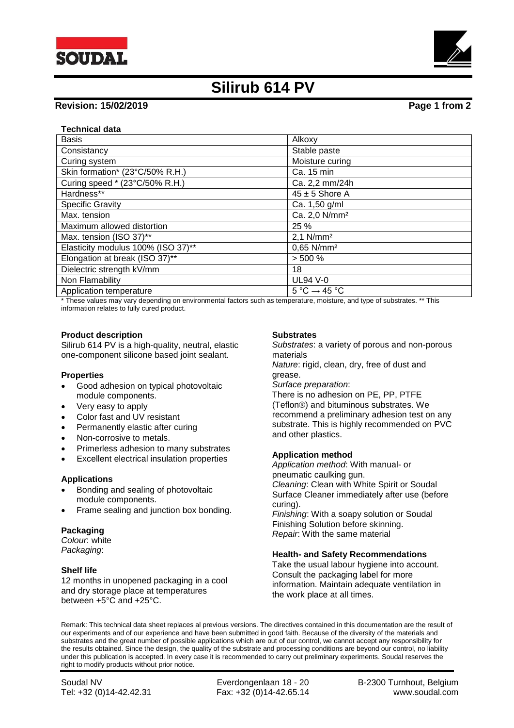# Silirub 614 PV

**Revision: 15/02/2019**

**Technical data**

| Basis | Alkoxy |
|---|---|
| Consistancy | Stable paste |
| Curing system | Moisture curing |
| Skin formation* (23°C/50% R.H.) | Ca. 15 min |
| Curing speed * (23°C/50% R.H.) | Ca. 2,2 mm/24h |
| Hardness** | 45 ± 5 Shore A |
| Specific Gravity | Ca. 1,50 g/ml |
| Max. tension | Ca. 2,0 N/mm² |
| Maximum allowed distortion | 25 % |
| Max. tension (ISO 37)** | 2,1 N/mm² |
| Elasticity modulus 100% (ISO 37)** | 0,65 N/mm² |
| Elongation at break (ISO 37)** | > 500 % |
| Dielectric strength kV/mm | 18 |
| Non Flamability | UL94 V-0 |
| Application temperature | 5 °C → 45 °C |

\* These values may vary depending on environmental factors such as temperature, moisture, and type of substrates. ** This information relates to fully cured product.

**Product description**

Silirub 614 PV is a high-quality, neutral, elastic one-component silicone based joint sealant.

**Properties**

- Good adhesion on typical photovoltaic module components.
- Very easy to apply
- Color fast and UV resistant
- Permanently elastic after curing
- Non-corrosive to metals.
- Primerless adhesion to many substrates
- Excellent electrical insulation properties

**Applications**

- Bonding and sealing of photovoltaic module components.
- Frame sealing and junction box bonding.

**Packaging**

*Colour*: white
*Packaging*:

**Shelf life**

12 months in unopened packaging in a cool and dry storage place at temperatures between +5°C and +25°C.

**Substrates**

*Substrates*: a variety of porous and non-porous materials
*Nature*: rigid, clean, dry, free of dust and grease.
*Surface preparation*:
There is no adhesion on PE, PP, PTFE (Teflon®) and bituminous substrates. We recommend a preliminary adhesion test on any substrate. This is highly recommended on PVC and other plastics.

**Application method**

*Application method*: With manual- or pneumatic caulking gun.
*Cleaning*: Clean with White Spirit or Soudal Surface Cleaner immediately after use (before curing).
*Finishing*: With a soapy solution or Soudal Finishing Solution before skinning.
*Repair*: With the same material

**Health- and Safety Recommendations**

Take the usual labour hygiene into account. Consult the packaging label for more information. Maintain adequate ventilation in the work place at all times.

Remark: This technical data sheet replaces al previous versions. The directives contained in this documentation are the result of our experiments and of our experience and have been submitted in good faith. Because of the diversity of the materials and substrates and the great number of possible applications which are out of our control, we cannot accept any responsibility for the results obtained. Since the design, the quality of the substrate and processing conditions are beyond our control, no liability under this publication is accepted. In every case it is recommended to carry out preliminary experiments. Soudal reserves the right to modify products without prior notice.

Soudal NV
Tel: +32 (0)14-42.42.31

Everdongenlaan 18 - 20
Fax: +32 (0)14-42.65.14

B-2300 Turnhout, Belgium
www.soudal.com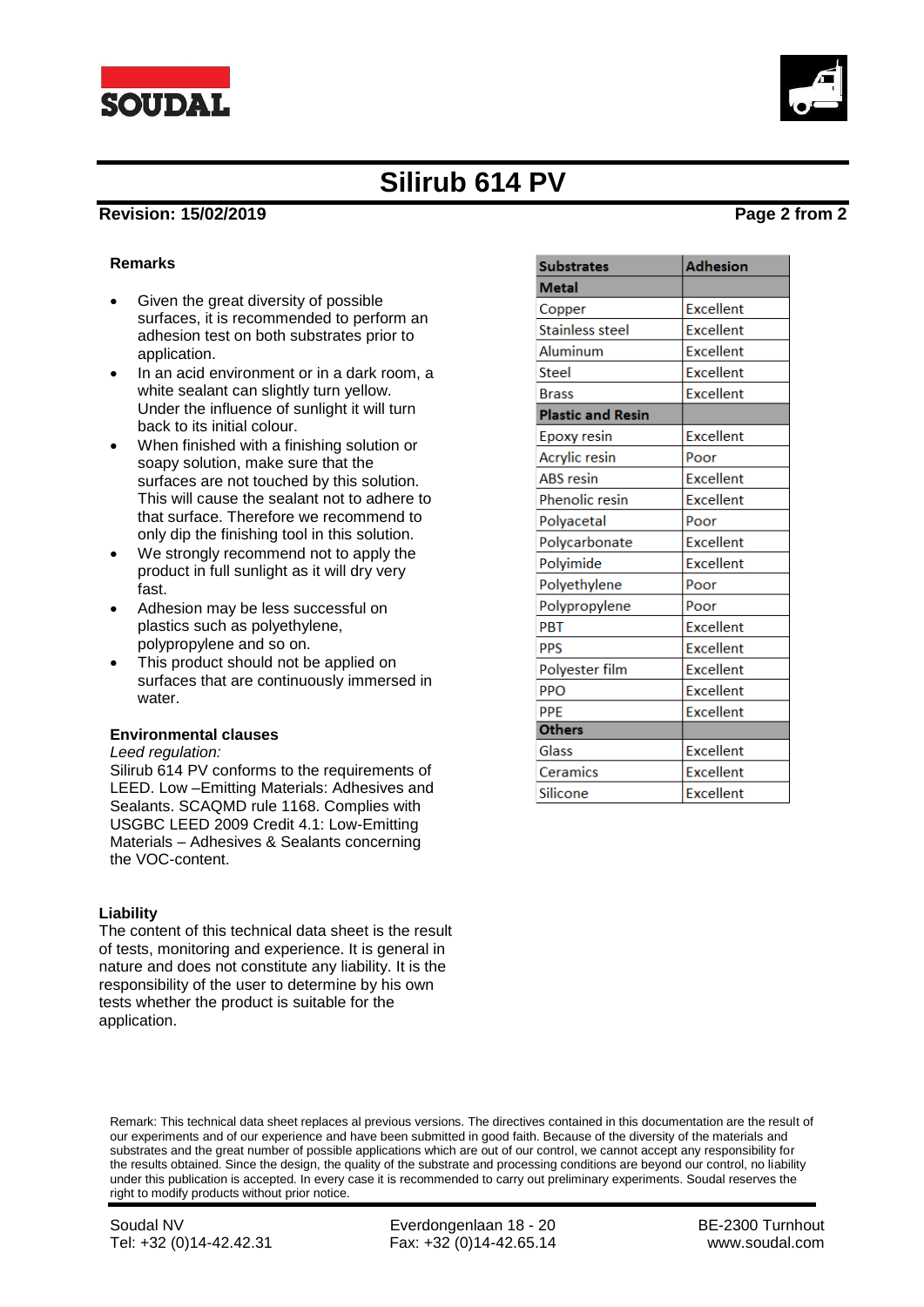# Silirub 614 PV

**Revision: 15/02/2019**

### Remarks

- Given the great diversity of possible surfaces, it is recommended to perform an adhesion test on both substrates prior to application.
- In an acid environment or in a dark room, a white sealant can slightly turn yellow. Under the influence of sunlight it will turn back to its initial colour.
- When finished with a finishing solution or soapy solution, make sure that the surfaces are not touched by this solution. This will cause the sealant not to adhere to that surface. Therefore we recommend to only dip the finishing tool in this solution.
- We strongly recommend not to apply the product in full sunlight as it will dry very fast.
- Adhesion may be less successful on plastics such as polyethylene, polypropylene and so on.
- This product should not be applied on surfaces that are continuously immersed in water.

### Environmental clauses

*Leed regulation:*

Silirub 614 PV conforms to the requirements of LEED. Low –Emitting Materials: Adhesives and Sealants. SCAQMD rule 1168. Complies with USGBC LEED 2009 Credit 4.1: Low-Emitting Materials – Adhesives & Sealants concerning the VOC-content.

| Substrates | Adhesion |
|---|---|
| **Metal** | |
| Copper | Excellent |
| Stainless steel | Excellent |
| Aluminum | Excellent |
| Steel | Excellent |
| Brass | Excellent |
| **Plastic and Resin** | |
| Epoxy resin | Excellent |
| Acrylic resin | Poor |
| ABS resin | Excellent |
| Phenolic resin | Excellent |
| Polyacetal | Poor |
| Polycarbonate | Excellent |
| Polyimide | Excellent |
| Polyethylene | Poor |
| Polypropylene | Poor |
| PBT | Excellent |
| PPS | Excellent |
| Polyester film | Excellent |
| PPO | Excellent |
| PPE | Excellent |
| **Others** | |
| Glass | Excellent |
| Ceramics | Excellent |
| Silicone | Excellent |

### Liability

The content of this technical data sheet is the result of tests, monitoring and experience. It is general in nature and does not constitute any liability. It is the responsibility of the user to determine by his own tests whether the product is suitable for the application.

Remark: This technical data sheet replaces al previous versions. The directives contained in this documentation are the result of our experiments and of our experience and have been submitted in good faith. Because of the diversity of the materials and substrates and the great number of possible applications which are out of our control, we cannot accept any responsibility for the results obtained. Since the design, the quality of the substrate and processing conditions are beyond our control, no liability under this publication is accepted. In every case it is recommended to carry out preliminary experiments. Soudal reserves the right to modify products without prior notice.

Soudal NV  
Tel: +32 (0)14-42.42.31

Everdongenlaan 18 - 20  
Fax: +32 (0)14-42.65.14

BE-2300 Turnhout  
www.soudal.com